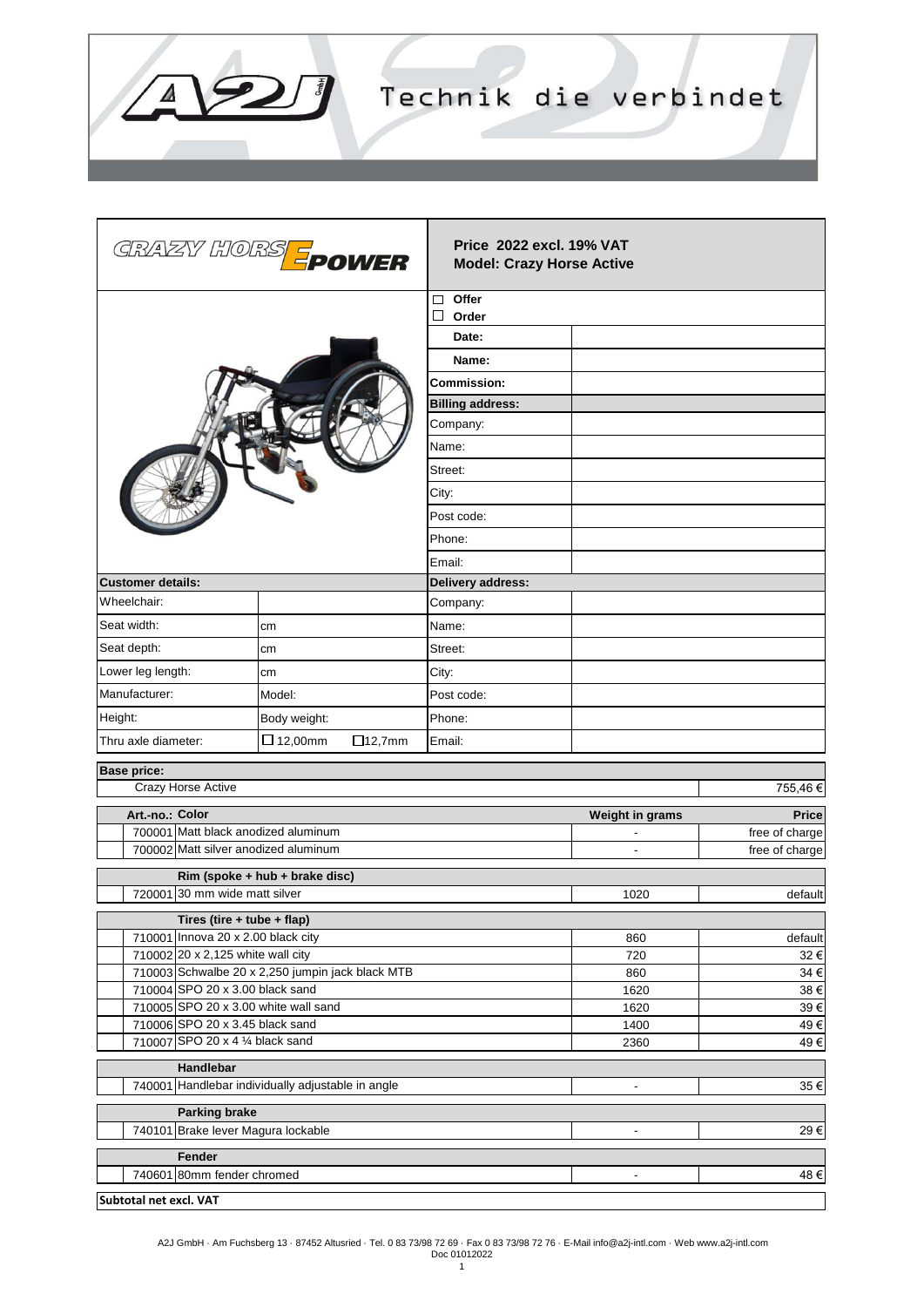Technik die verbindet

**Price 2022 excl. 19% VAT**
**Model: Crazy Horse Active**

☐ **Offer**
☐ **Order**

| | |
|---|---|
| **Date:** | |
| **Name:** | |
| **Commission:** | |
| **Billing address:** | |
| Company: | |
| Name: | |
| Street: | |
| City: | |
| Post code: | |
| Phone: | |
| Email: | |

| **Customer details:** | | **Delivery address:** | |
|---|---|---|---|
| Wheelchair: | | Company: | |
| Seat width: | cm | Name: | |
| Seat depth: | cm | Street: | |
| Lower leg length: | cm | City: | |
| Manufacturer: | Model: | Post code: | |
| Height: | Body weight: | Phone: | |
| Thru axle diameter: | ☐ 12,00mm ☐ 12,7mm | Email: | |

**Base price:**

| | |
|---|---|
| Crazy Horse Active | 755,46 € |

| | Art.-no.: | Color | Weight in grams | Price |
|---|---|---|---|---|
| | 700001 | Matt black anodized aluminum | - | free of charge |
| | 700002 | Matt silver anodized aluminum | - | free of charge |
| | | **Rim (spoke + hub + brake disc)** | | |
| | 720001 | 30 mm wide matt silver | 1020 | default |
| | | **Tires (tire + tube + flap)** | | |
| | 710001 | Innova 20 x 2.00 black city | 860 | default |
| | 710002 | 20 x 2,125 white wall city | 720 | 32 € |
| | 710003 | Schwalbe 20 x 2,250 jumpin jack black MTB | 860 | 34 € |
| | 710004 | SPO 20 x 3.00 black sand | 1620 | 38 € |
| | 710005 | SPO 20 x 3.00 white wall sand | 1620 | 39 € |
| | 710006 | SPO 20 x 3.45 black sand | 1400 | 49 € |
| | 710007 | SPO 20 x 4 ¼ black sand | 2360 | 49 € |
| | | **Handlebar** | | |
| | 740001 | Handlebar individually adjustable in angle | - | 35 € |
| | | **Parking brake** | | |
| | 740101 | Brake lever Magura lockable | - | 29 € |
| | | **Fender** | | |
| | 740601 | 80mm fender chromed | - | 48 € |

**Subtotal net excl. VAT**

A2J GmbH · Am Fuchsberg 13 · 87452 Altusried · Tel. 0 83 73/98 72 69 · Fax 0 83 73/98 72 76 · E-Mail info@a2j-intl.com · Web www.a2j-intl.com
Doc 01012022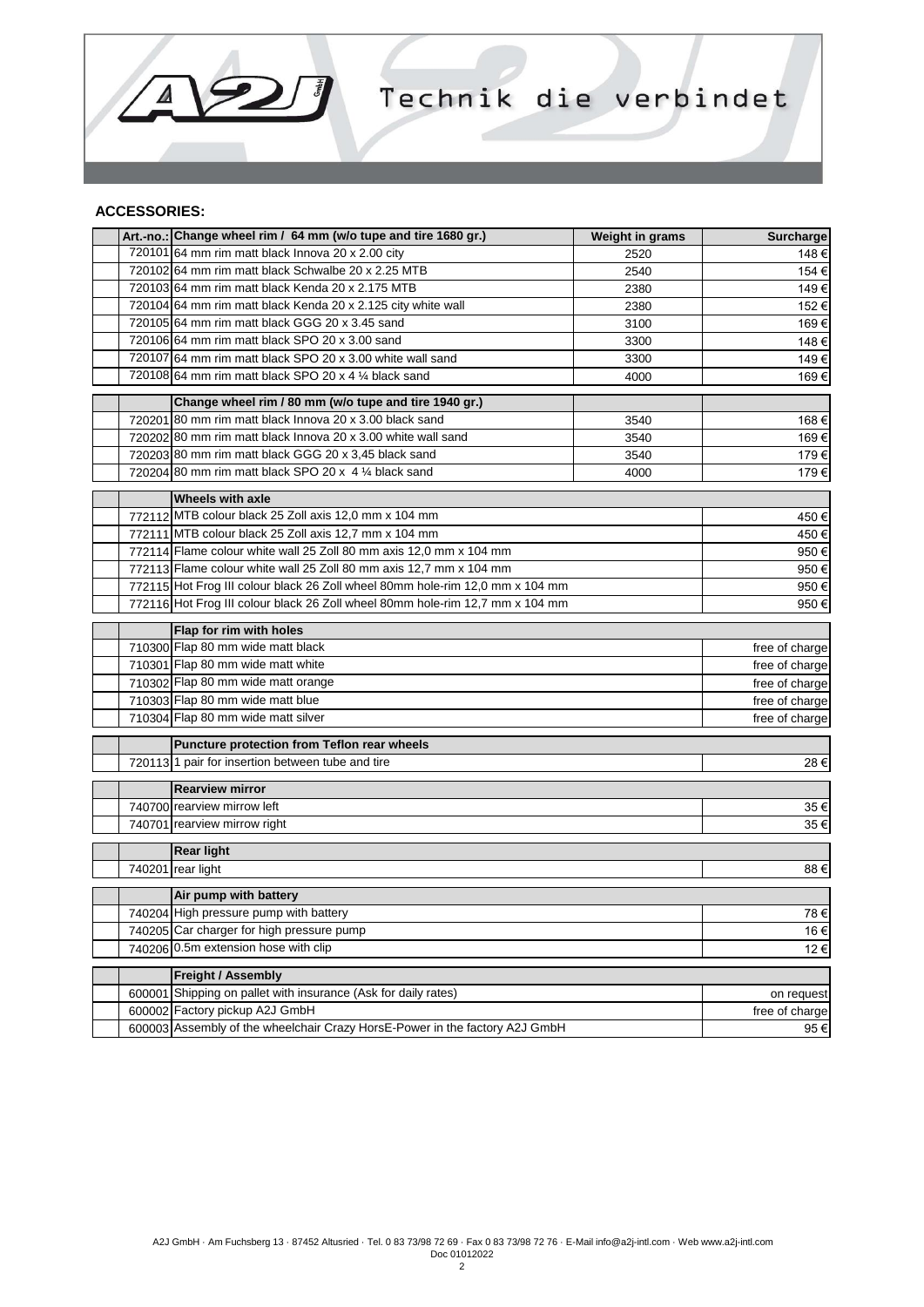## ACCESSORIES:

| Art.-no.: | Change wheel rim / 64 mm (w/o tupe and tire 1680 gr.) | Weight in grams | Surcharge |
|---|---|---|---|
| 720101 | 64 mm rim matt black Innova 20 x 2.00 city | 2520 | 148 € |
| 720102 | 64 mm rim matt black Schwalbe 20 x 2.25 MTB | 2540 | 154 € |
| 720103 | 64 mm rim matt black Kenda 20 x 2.175 MTB | 2380 | 149 € |
| 720104 | 64 mm rim matt black Kenda 20 x 2.125 city white wall | 2380 | 152 € |
| 720105 | 64 mm rim matt black GGG 20 x 3.45 sand | 3100 | 169 € |
| 720106 | 64 mm rim matt black SPO 20 x 3.00 sand | 3300 | 148 € |
| 720107 | 64 mm rim matt black SPO 20 x 3.00 white wall sand | 3300 | 149 € |
| 720108 | 64 mm rim matt black SPO 20 x 4 ¼ black sand | 4000 | 169 € |
| | **Change wheel rim / 80 mm (w/o tupe and tire 1940 gr.)** | | |
| 720201 | 80 mm rim matt black Innova 20 x 3.00 black sand | 3540 | 168 € |
| 720202 | 80 mm rim matt black Innova 20 x 3.00 white wall sand | 3540 | 169 € |
| 720203 | 80 mm rim matt black GGG 20 x 3,45 black sand | 3540 | 179 € |
| 720204 | 80 mm rim matt black SPO 20 x 4 ¼ black sand | 4000 | 179 € |
| | **Wheels with axle** | | |
| 772112 | MTB colour black 25 Zoll axis 12,0 mm x 104 mm | | 450 € |
| 772111 | MTB colour black 25 Zoll axis 12,7 mm x 104 mm | | 450 € |
| 772114 | Flame colour white wall 25 Zoll 80 mm axis 12,0 mm x 104 mm | | 950 € |
| 772113 | Flame colour white wall 25 Zoll 80 mm axis 12,7 mm x 104 mm | | 950 € |
| 772115 | Hot Frog III colour black 26 Zoll wheel 80mm hole-rim 12,0 mm x 104 mm | | 950 € |
| 772116 | Hot Frog III colour black 26 Zoll wheel 80mm hole-rim 12,7 mm x 104 mm | | 950 € |
| | **Flap for rim with holes** | | |
| 710300 | Flap 80 mm wide matt black | | free of charge |
| 710301 | Flap 80 mm wide matt white | | free of charge |
| 710302 | Flap 80 mm wide matt orange | | free of charge |
| 710303 | Flap 80 mm wide matt blue | | free of charge |
| 710304 | Flap 80 mm wide matt silver | | free of charge |
| | **Puncture protection from Teflon rear wheels** | | |
| 720113 | 1 pair for insertion between tube and tire | | 28 € |
| | **Rearview mirror** | | |
| 740700 | rearview mirrow left | | 35 € |
| 740701 | rearview mirrow right | | 35 € |
| | **Rear light** | | |
| 740201 | rear light | | 88 € |
| | **Air pump with battery** | | |
| 740204 | High pressure pump with battery | | 78 € |
| 740205 | Car charger for high pressure pump | | 16 € |
| 740206 | 0.5m extension hose with clip | | 12 € |
| | **Freight / Assembly** | | |
| 600001 | Shipping on pallet with insurance (Ask for daily rates) | | on request |
| 600002 | Factory pickup A2J GmbH | | free of charge |
| 600003 | Assembly of the wheelchair Crazy HorsE-Power in the factory A2J GmbH | | 95 € |

A2J GmbH · Am Fuchsberg 13 · 87452 Altusried · Tel. 0 83 73/98 72 69 · Fax 0 83 73/98 72 76 · E-Mail info@a2j-intl.com · Web www.a2j-intl.com
Doc 01012022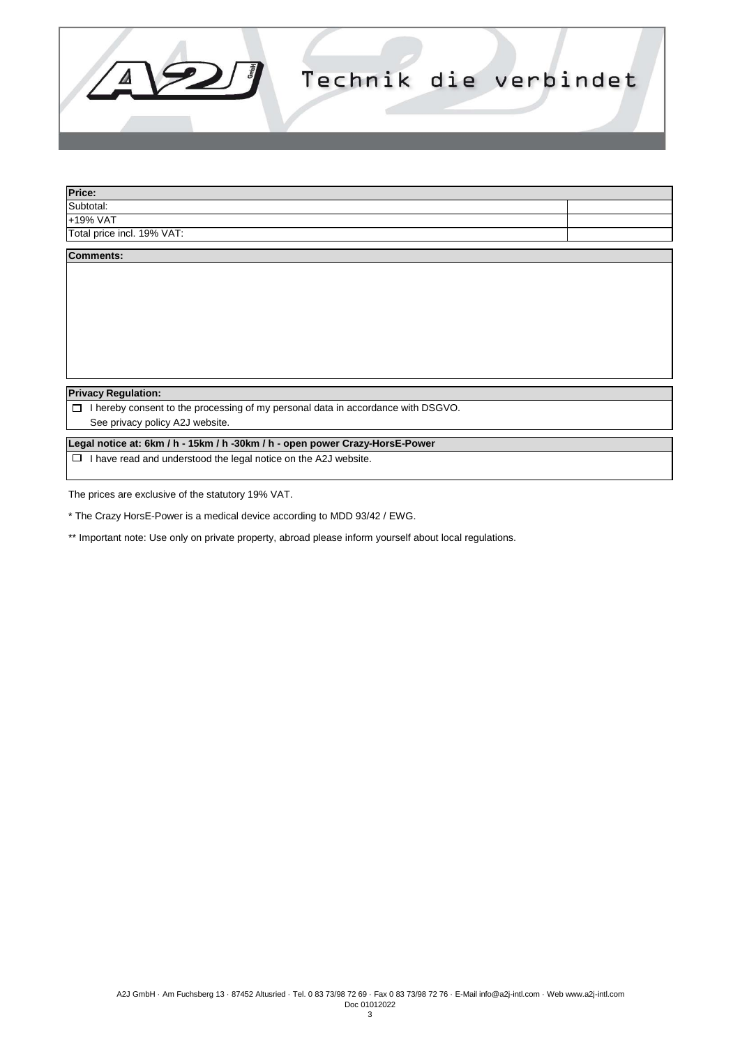| Price: | |
|---|---|
| Subtotal: | |
| +19% VAT | |
| Total price incl. 19% VAT: | |

**Comments:**

**Privacy Regulation:**

☐ I hereby consent to the processing of my personal data in accordance with DSGVO.
See privacy policy A2J website.

**Legal notice at: 6km / h - 15km / h -30km / h - open power Crazy-HorsE-Power**

☐ I have read and understood the legal notice on the A2J website.

The prices are exclusive of the statutory 19% VAT.

* The Crazy HorsE-Power is a medical device according to MDD 93/42 / EWG.

** Important note: Use only on private property, abroad please inform yourself about local regulations.

A2J GmbH · Am Fuchsberg 13 · 87452 Altusried · Tel. 0 83 73/98 72 69 · Fax 0 83 73/98 72 76 · E-Mail info@a2j-intl.com · Web www.a2j-intl.com
Doc 01012022